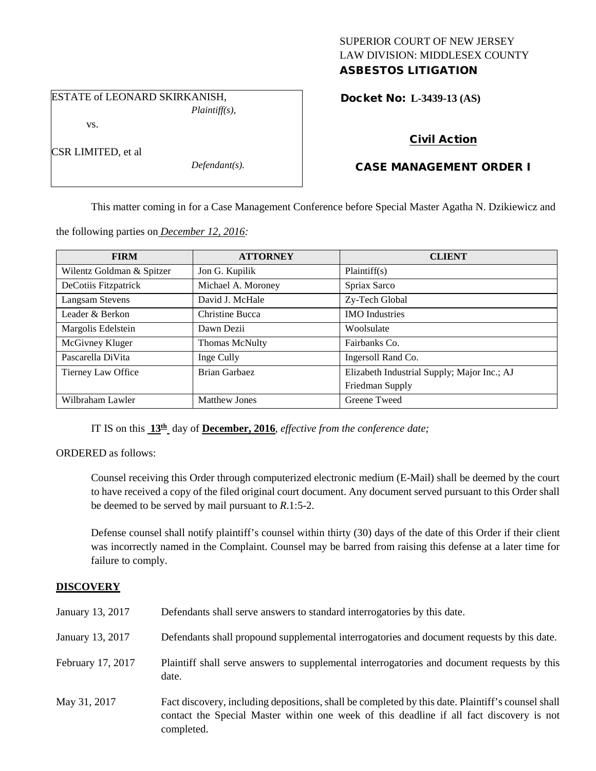SUPERIOR COURT OF NEW JERSEY
LAW DIVISION: MIDDLESEX COUNTY
**ASBESTOS LITIGATION**

ESTATE of LEONARD SKIRKANISH,
*Plaintiff(s),*

vs.

CSR LIMITED, et al
*Defendant(s).*

**Docket No: L-3439-13 (AS)**

**Civil Action**

**CASE MANAGEMENT ORDER I**

This matter coming in for a Case Management Conference before Special Master Agatha N. Dzikiewicz and the following parties on *December 12, 2016:*

| FIRM | ATTORNEY | CLIENT |
|---|---|---|
| Wilentz Goldman & Spitzer | Jon G. Kupilik | Plaintiff(s) |
| DeCotiis Fitzpatrick | Michael A. Moroney | Spriax Sarco |
| Langsam Stevens | David J. McHale | Zy-Tech Global |
| Leader & Berkon | Christine Bucca | IMO Industries |
| Margolis Edelstein | Dawn Dezii | Woolsulate |
| McGivney Kluger | Thomas McNulty | Fairbanks Co. |
| Pascarella DiVita | Inge Cully | Ingersoll Rand Co. |
| Tierney Law Office | Brian Garbaez | Elizabeth Industrial Supply; Major Inc.; AJ Friedman Supply |
| Wilbraham Lawler | Matthew Jones | Greene Tweed |

IT IS on this **13th** day of **December, 2016**, *effective from the conference date;*

ORDERED as follows:

Counsel receiving this Order through computerized electronic medium (E-Mail) shall be deemed by the court to have received a copy of the filed original court document. Any document served pursuant to this Order shall be deemed to be served by mail pursuant to *R*.1:5-2.

Defense counsel shall notify plaintiff's counsel within thirty (30) days of the date of this Order if their client was incorrectly named in the Complaint. Counsel may be barred from raising this defense at a later time for failure to comply.

## DISCOVERY

| | |
|---|---|
| January 13, 2017 | Defendants shall serve answers to standard interrogatories by this date. |
| January 13, 2017 | Defendants shall propound supplemental interrogatories and document requests by this date. |
| February 17, 2017 | Plaintiff shall serve answers to supplemental interrogatories and document requests by this date. |
| May 31, 2017 | Fact discovery, including depositions, shall be completed by this date. Plaintiff's counsel shall contact the Special Master within one week of this deadline if all fact discovery is not completed. |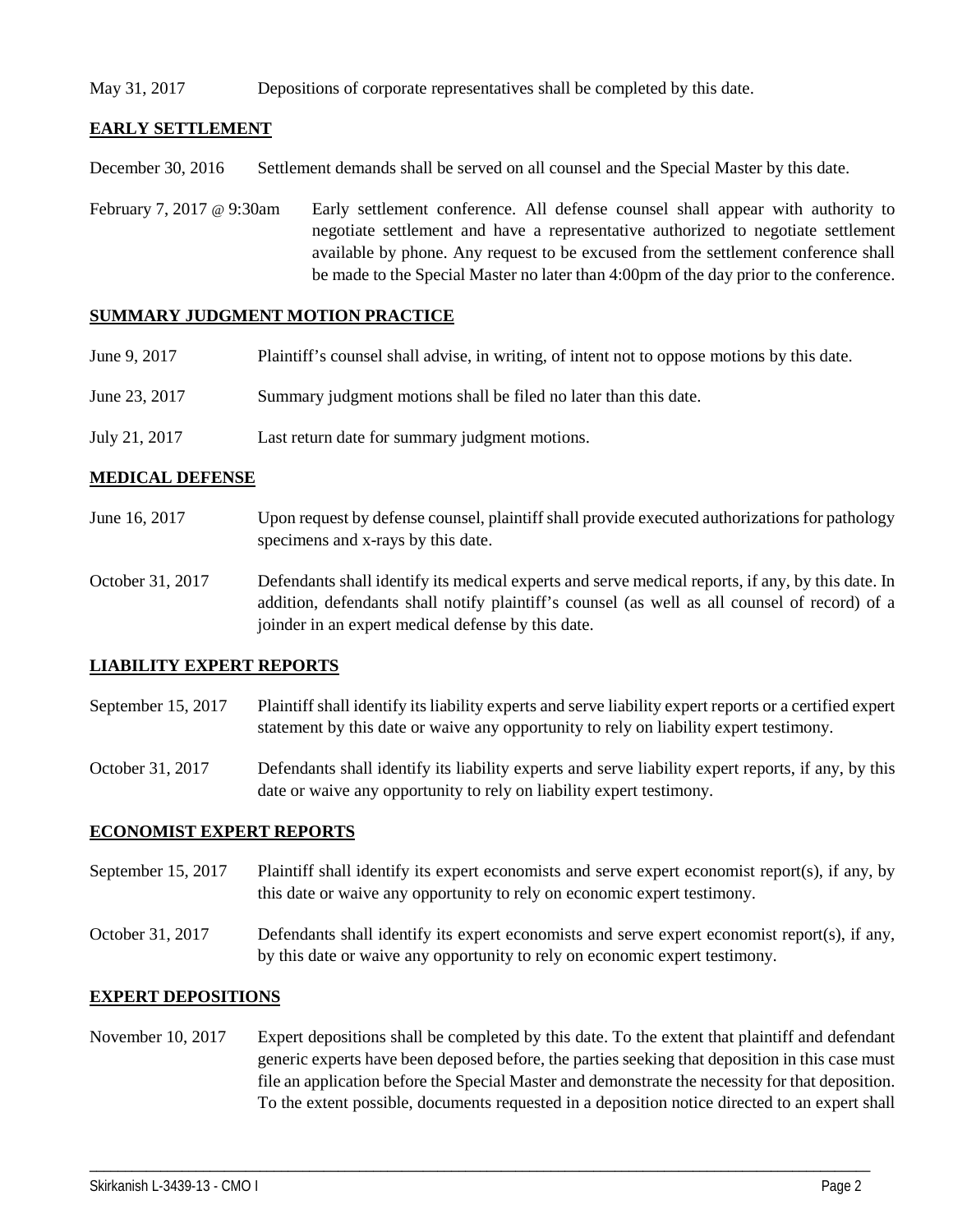May 31, 2017 Depositions of corporate representatives shall be completed by this date.

## EARLY SETTLEMENT

December 30, 2016 Settlement demands shall be served on all counsel and the Special Master by this date.

February 7, 2017 @ 9:30am Early settlement conference. All defense counsel shall appear with authority to negotiate settlement and have a representative authorized to negotiate settlement available by phone. Any request to be excused from the settlement conference shall be made to the Special Master no later than 4:00pm of the day prior to the conference.

## SUMMARY JUDGMENT MOTION PRACTICE

June 9, 2017 Plaintiff's counsel shall advise, in writing, of intent not to oppose motions by this date.

June 23, 2017 Summary judgment motions shall be filed no later than this date.

July 21, 2017 Last return date for summary judgment motions.

## MEDICAL DEFENSE

June 16, 2017 Upon request by defense counsel, plaintiff shall provide executed authorizations for pathology specimens and x-rays by this date.

October 31, 2017 Defendants shall identify its medical experts and serve medical reports, if any, by this date. In addition, defendants shall notify plaintiff's counsel (as well as all counsel of record) of a joinder in an expert medical defense by this date.

## LIABILITY EXPERT REPORTS

September 15, 2017 Plaintiff shall identify its liability experts and serve liability expert reports or a certified expert statement by this date or waive any opportunity to rely on liability expert testimony.

October 31, 2017 Defendants shall identify its liability experts and serve liability expert reports, if any, by this date or waive any opportunity to rely on liability expert testimony.

## ECONOMIST EXPERT REPORTS

September 15, 2017 Plaintiff shall identify its expert economists and serve expert economist report(s), if any, by this date or waive any opportunity to rely on economic expert testimony.

October 31, 2017 Defendants shall identify its expert economists and serve expert economist report(s), if any, by this date or waive any opportunity to rely on economic expert testimony.

## EXPERT DEPOSITIONS

November 10, 2017 Expert depositions shall be completed by this date. To the extent that plaintiff and defendant generic experts have been deposed before, the parties seeking that deposition in this case must file an application before the Special Master and demonstrate the necessity for that deposition. To the extent possible, documents requested in a deposition notice directed to an expert shall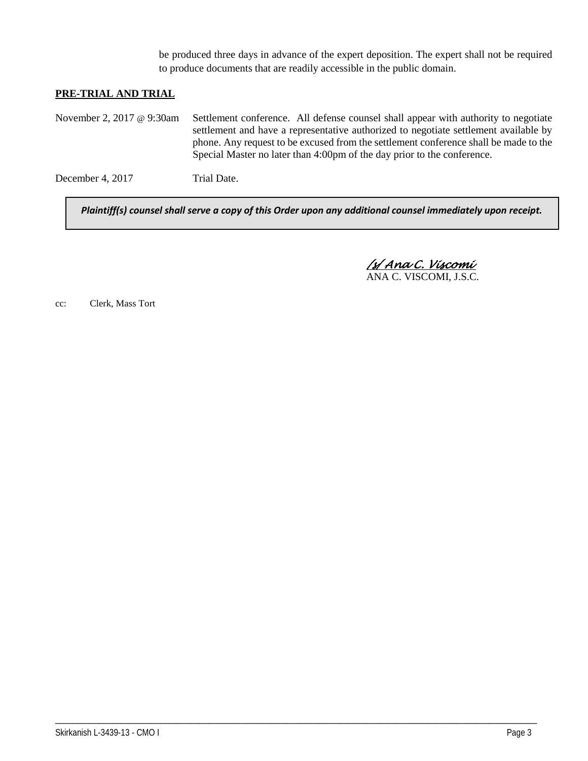be produced three days in advance of the expert deposition. The expert shall not be required to produce documents that are readily accessible in the public domain.

**PRE-TRIAL AND TRIAL**

| | |
|---|---|
| November 2, 2017 @ 9:30am | Settlement conference. All defense counsel shall appear with authority to negotiate settlement and have a representative authorized to negotiate settlement available by phone. Any request to be excused from the settlement conference shall be made to the Special Master no later than 4:00pm of the day prior to the conference. |
| December 4, 2017 | Trial Date. |

***Plaintiff(s) counsel shall serve a copy of this Order upon any additional counsel immediately upon receipt.***

*/s/ Ana C. Viscomi*
ANA C. VISCOMI, J.S.C.

cc: Clerk, Mass Tort